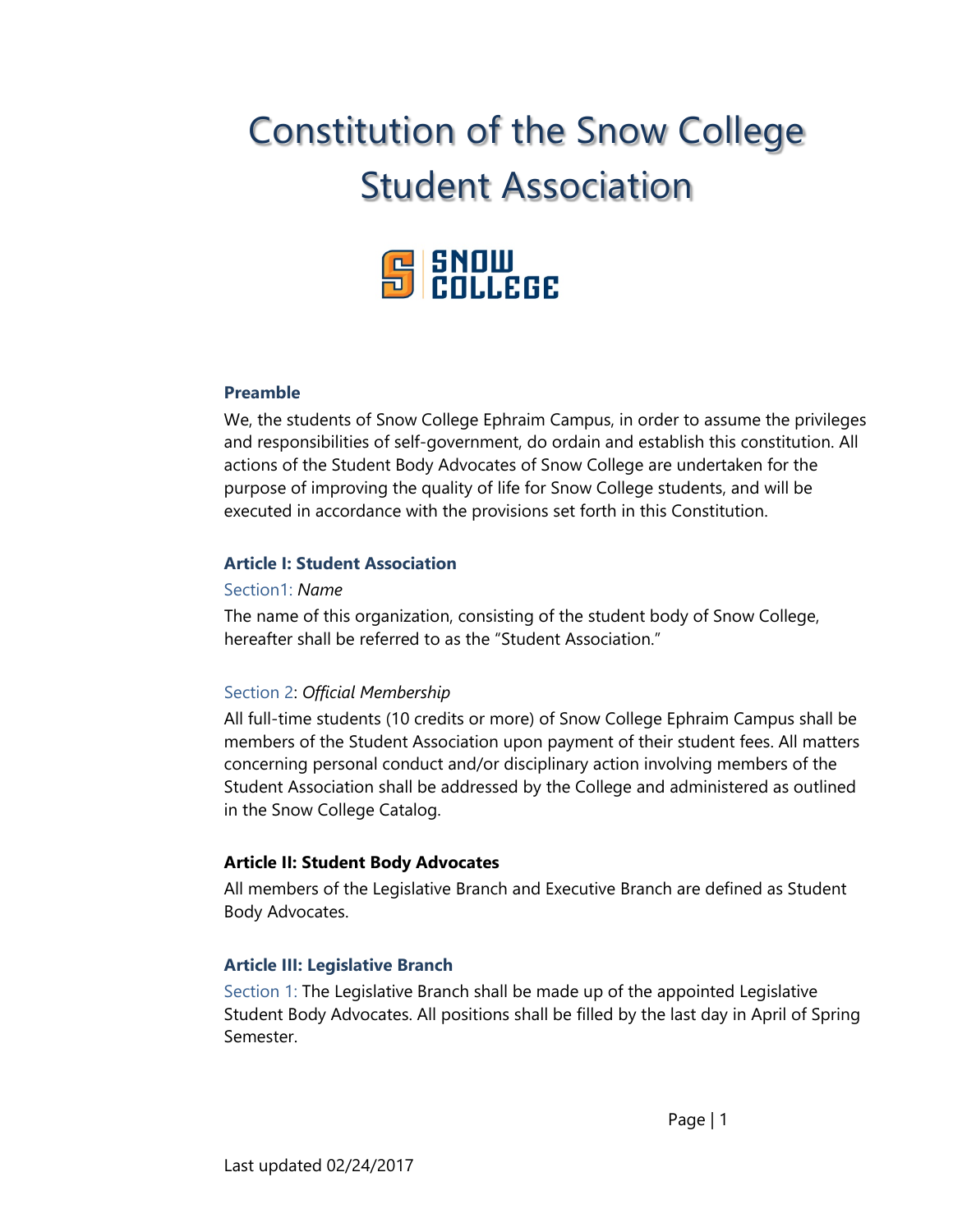# Constitution of the Snow College Student Association

### Preamble

We, the students of Snow College Ephraim Campus, in order to assume the privileges and responsibilities of self-government, do ordain and establish this constitution. All actions of the Student Body Advocates of Snow College are undertaken for the purpose of improving the quality of life for Snow College students, and will be executed in accordance with the provisions set forth in this Constitution.

### Article I: Student Association

Section1: *Name*

The name of this organization, consisting of the student body of Snow College, hereafter shall be referred to as the "Student Association."

Section 2: *Official Membership*

All full-time students (10 credits or more) of Snow College Ephraim Campus shall be members of the Student Association upon payment of their student fees. All matters concerning personal conduct and/or disciplinary action involving members of the Student Association shall be addressed by the College and administered as outlined in the Snow College Catalog.

### Article II: Student Body Advocates

All members of the Legislative Branch and Executive Branch are defined as Student Body Advocates.

### Article III: Legislative Branch

Section 1: The Legislative Branch shall be made up of the appointed Legislative Student Body Advocates. All positions shall be filled by the last day in April of Spring Semester.

Last updated 02/24/2017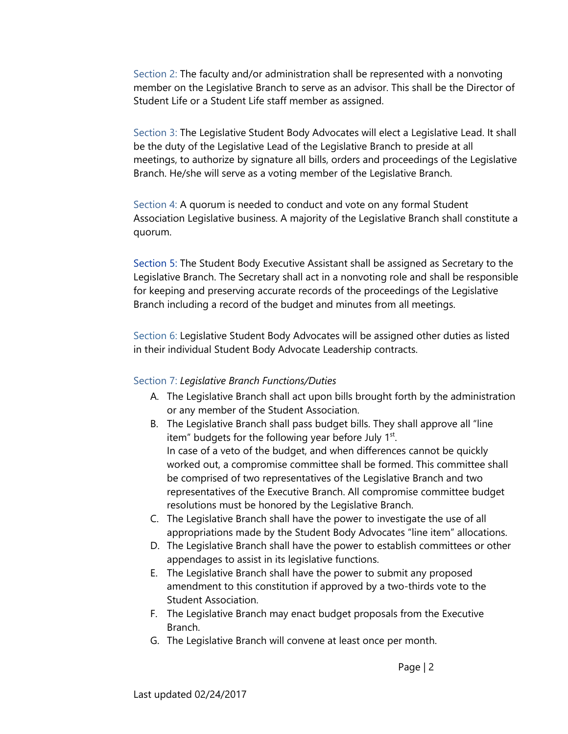Section 2: The faculty and/or administration shall be represented with a nonvoting member on the Legislative Branch to serve as an advisor. This shall be the Director of Student Life or a Student Life staff member as assigned.

Section 3: The Legislative Student Body Advocates will elect a Legislative Lead. It shall be the duty of the Legislative Lead of the Legislative Branch to preside at all meetings, to authorize by signature all bills, orders and proceedings of the Legislative Branch. He/she will serve as a voting member of the Legislative Branch.

Section 4: A quorum is needed to conduct and vote on any formal Student Association Legislative business. A majority of the Legislative Branch shall constitute a quorum.

Section 5: The Student Body Executive Assistant shall be assigned as Secretary to the Legislative Branch. The Secretary shall act in a nonvoting role and shall be responsible for keeping and preserving accurate records of the proceedings of the Legislative Branch including a record of the budget and minutes from all meetings.

Section 6: Legislative Student Body Advocates will be assigned other duties as listed in their individual Student Body Advocate Leadership contracts.

Section 7: *Legislative Branch Functions/Duties*

A. The Legislative Branch shall act upon bills brought forth by the administration or any member of the Student Association.
B. The Legislative Branch shall pass budget bills. They shall approve all "line item" budgets for the following year before July 1st.
   In case of a veto of the budget, and when differences cannot be quickly worked out, a compromise committee shall be formed. This committee shall be comprised of two representatives of the Legislative Branch and two representatives of the Executive Branch. All compromise committee budget resolutions must be honored by the Legislative Branch.
C. The Legislative Branch shall have the power to investigate the use of all appropriations made by the Student Body Advocates "line item" allocations.
D. The Legislative Branch shall have the power to establish committees or other appendages to assist in its legislative functions.
E. The Legislative Branch shall have the power to submit any proposed amendment to this constitution if approved by a two-thirds vote to the Student Association.
F. The Legislative Branch may enact budget proposals from the Executive Branch.
G. The Legislative Branch will convene at least once per month.

Last updated 02/24/2017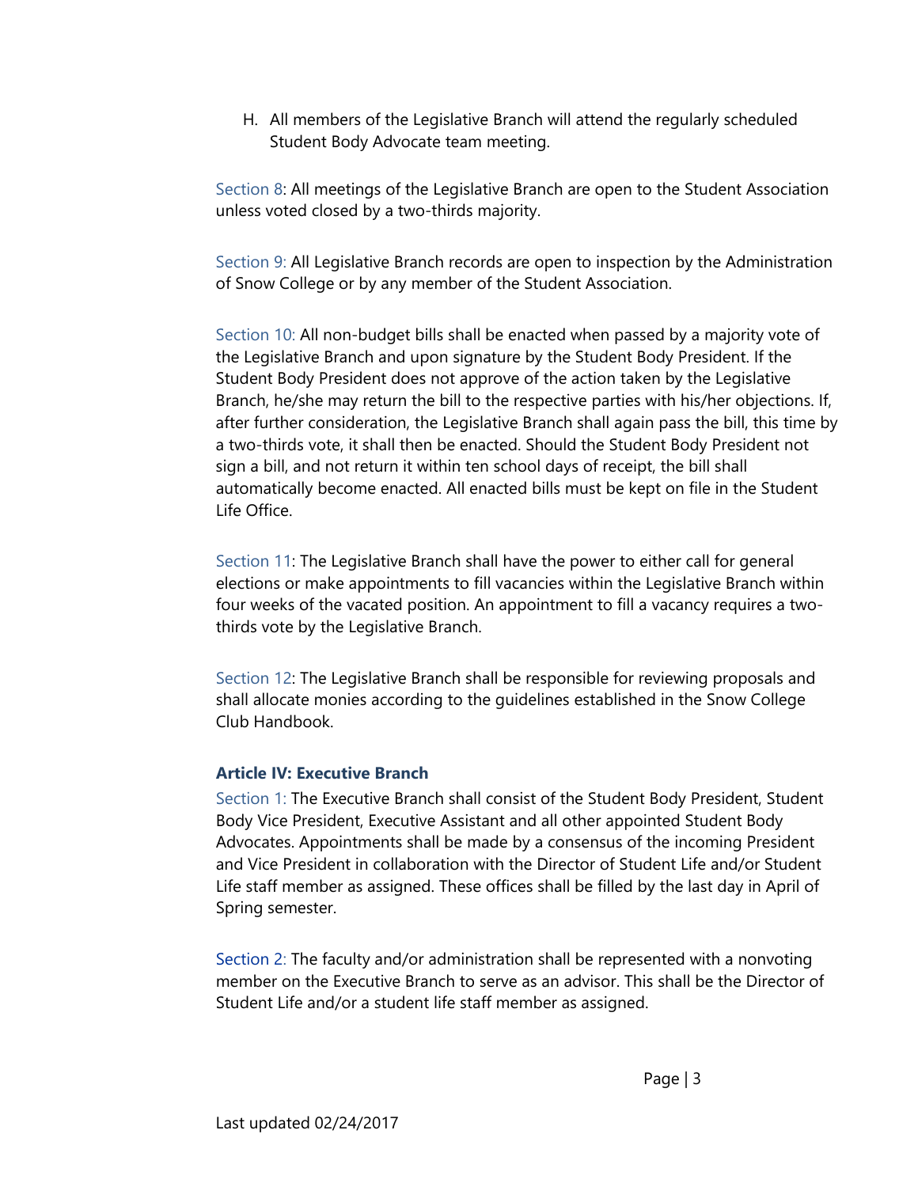H. All members of the Legislative Branch will attend the regularly scheduled Student Body Advocate team meeting.

Section 8: All meetings of the Legislative Branch are open to the Student Association unless voted closed by a two-thirds majority.

Section 9: All Legislative Branch records are open to inspection by the Administration of Snow College or by any member of the Student Association.

Section 10: All non-budget bills shall be enacted when passed by a majority vote of the Legislative Branch and upon signature by the Student Body President. If the Student Body President does not approve of the action taken by the Legislative Branch, he/she may return the bill to the respective parties with his/her objections. If, after further consideration, the Legislative Branch shall again pass the bill, this time by a two-thirds vote, it shall then be enacted. Should the Student Body President not sign a bill, and not return it within ten school days of receipt, the bill shall automatically become enacted. All enacted bills must be kept on file in the Student Life Office.

Section 11: The Legislative Branch shall have the power to either call for general elections or make appointments to fill vacancies within the Legislative Branch within four weeks of the vacated position. An appointment to fill a vacancy requires a two-thirds vote by the Legislative Branch.

Section 12: The Legislative Branch shall be responsible for reviewing proposals and shall allocate monies according to the guidelines established in the Snow College Club Handbook.

### Article IV: Executive Branch

Section 1: The Executive Branch shall consist of the Student Body President, Student Body Vice President, Executive Assistant and all other appointed Student Body Advocates. Appointments shall be made by a consensus of the incoming President and Vice President in collaboration with the Director of Student Life and/or Student Life staff member as assigned. These offices shall be filled by the last day in April of Spring semester.

Section 2: The faculty and/or administration shall be represented with a nonvoting member on the Executive Branch to serve as an advisor. This shall be the Director of Student Life and/or a student life staff member as assigned.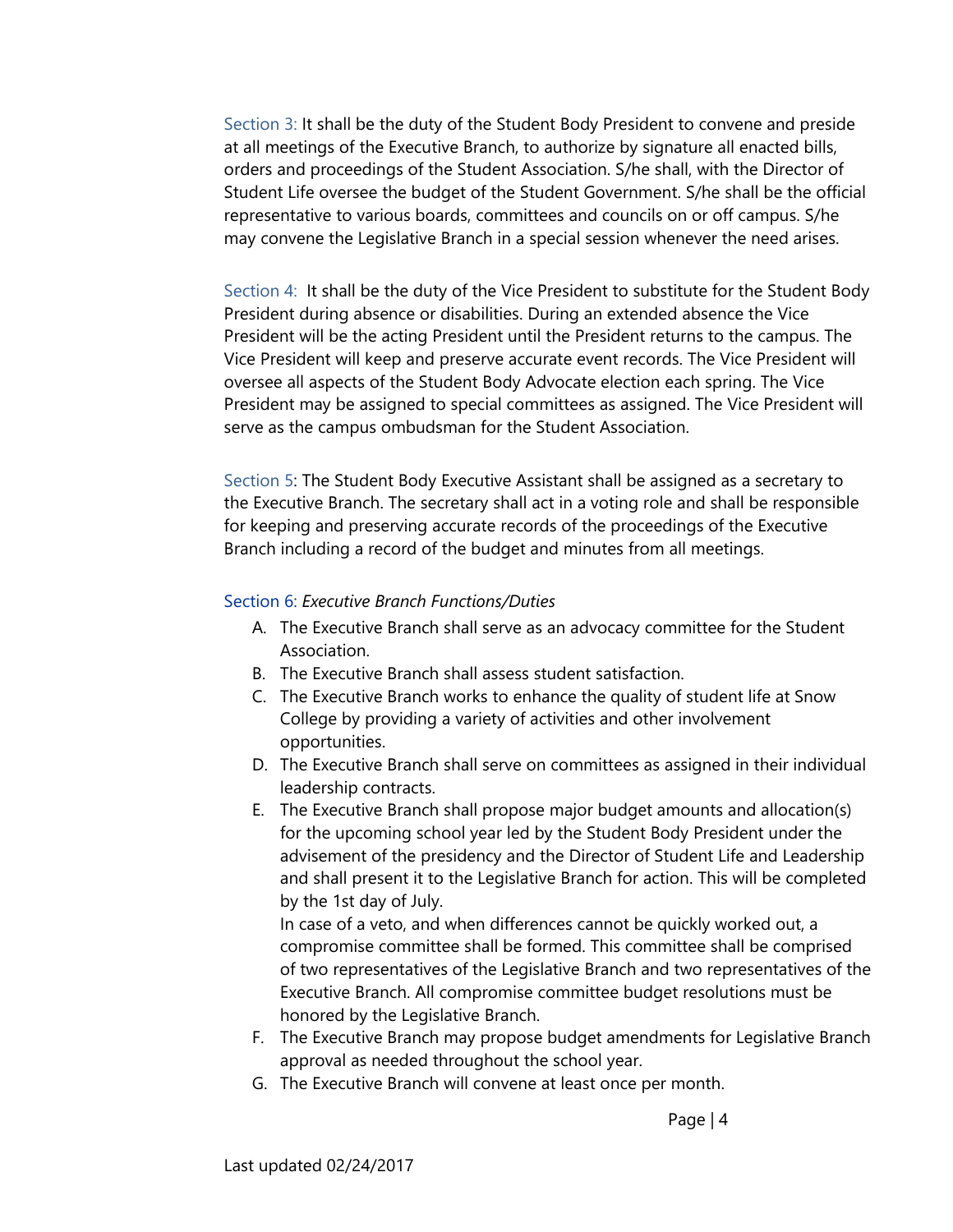Section 3: It shall be the duty of the Student Body President to convene and preside at all meetings of the Executive Branch, to authorize by signature all enacted bills, orders and proceedings of the Student Association. S/he shall, with the Director of Student Life oversee the budget of the Student Government. S/he shall be the official representative to various boards, committees and councils on or off campus. S/he may convene the Legislative Branch in a special session whenever the need arises.

Section 4: It shall be the duty of the Vice President to substitute for the Student Body President during absence or disabilities. During an extended absence the Vice President will be the acting President until the President returns to the campus. The Vice President will keep and preserve accurate event records. The Vice President will oversee all aspects of the Student Body Advocate election each spring. The Vice President may be assigned to special committees as assigned. The Vice President will serve as the campus ombudsman for the Student Association.

Section 5: The Student Body Executive Assistant shall be assigned as a secretary to the Executive Branch. The secretary shall act in a voting role and shall be responsible for keeping and preserving accurate records of the proceedings of the Executive Branch including a record of the budget and minutes from all meetings.

Section 6: *Executive Branch Functions/Duties*

A. The Executive Branch shall serve as an advocacy committee for the Student Association.
B. The Executive Branch shall assess student satisfaction.
C. The Executive Branch works to enhance the quality of student life at Snow College by providing a variety of activities and other involvement opportunities.
D. The Executive Branch shall serve on committees as assigned in their individual leadership contracts.
E. The Executive Branch shall propose major budget amounts and allocation(s) for the upcoming school year led by the Student Body President under the advisement of the presidency and the Director of Student Life and Leadership and shall present it to the Legislative Branch for action. This will be completed by the 1st day of July.
   In case of a veto, and when differences cannot be quickly worked out, a compromise committee shall be formed. This committee shall be comprised of two representatives of the Legislative Branch and two representatives of the Executive Branch. All compromise committee budget resolutions must be honored by the Legislative Branch.
F. The Executive Branch may propose budget amendments for Legislative Branch approval as needed throughout the school year.
G. The Executive Branch will convene at least once per month.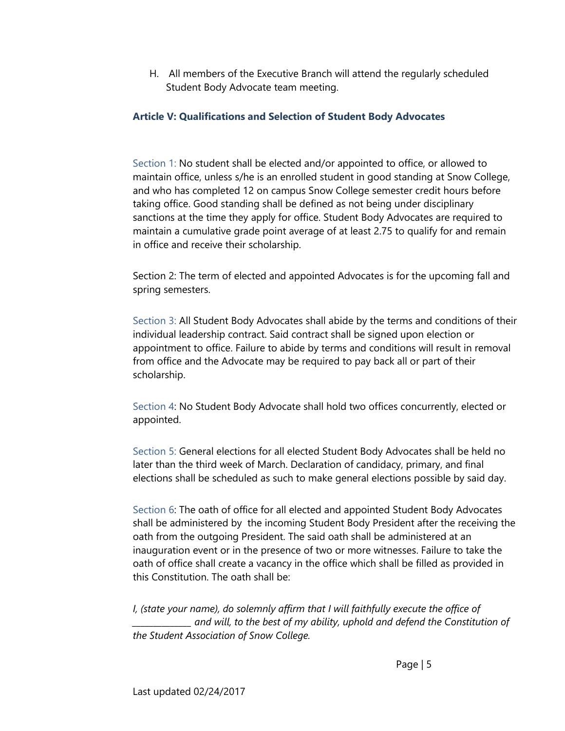H. All members of the Executive Branch will attend the regularly scheduled Student Body Advocate team meeting.

### Article V: Qualifications and Selection of Student Body Advocates

Section 1: No student shall be elected and/or appointed to office, or allowed to maintain office, unless s/he is an enrolled student in good standing at Snow College, and who has completed 12 on campus Snow College semester credit hours before taking office. Good standing shall be defined as not being under disciplinary sanctions at the time they apply for office. Student Body Advocates are required to maintain a cumulative grade point average of at least 2.75 to qualify for and remain in office and receive their scholarship.

Section 2: The term of elected and appointed Advocates is for the upcoming fall and spring semesters.

Section 3: All Student Body Advocates shall abide by the terms and conditions of their individual leadership contract. Said contract shall be signed upon election or appointment to office. Failure to abide by terms and conditions will result in removal from office and the Advocate may be required to pay back all or part of their scholarship.

Section 4: No Student Body Advocate shall hold two offices concurrently, elected or appointed.

Section 5: General elections for all elected Student Body Advocates shall be held no later than the third week of March. Declaration of candidacy, primary, and final elections shall be scheduled as such to make general elections possible by said day.

Section 6: The oath of office for all elected and appointed Student Body Advocates shall be administered by the incoming Student Body President after the receiving the oath from the outgoing President. The said oath shall be administered at an inauguration event or in the presence of two or more witnesses. Failure to take the oath of office shall create a vacancy in the office which shall be filled as provided in this Constitution. The oath shall be:

*I, (state your name), do solemnly affirm that I will faithfully execute the office of _____________ and will, to the best of my ability, uphold and defend the Constitution of the Student Association of Snow College.*

Last updated 02/24/2017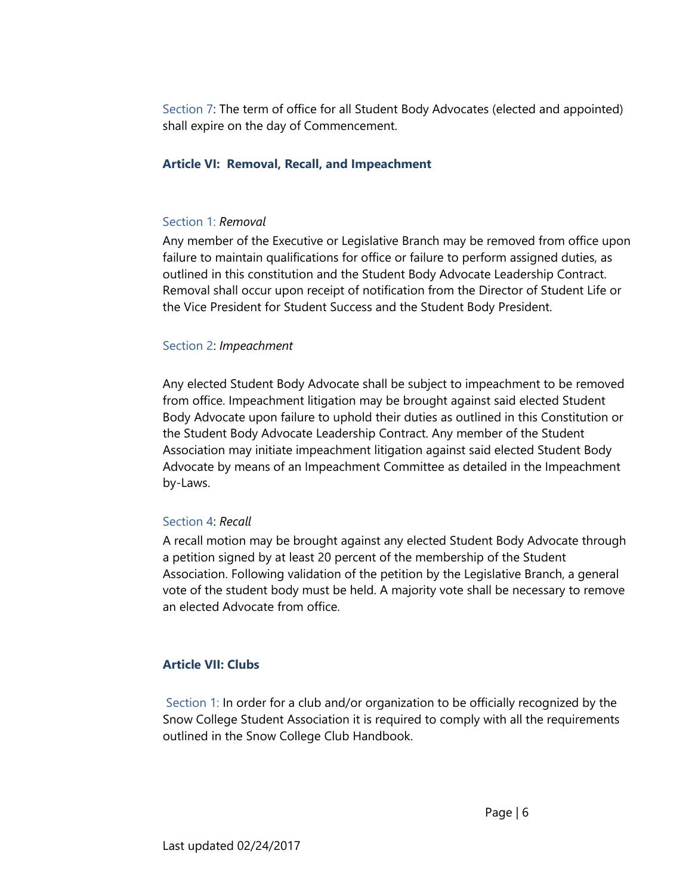Section 7: The term of office for all Student Body Advocates (elected and appointed) shall expire on the day of Commencement.

## Article VI: Removal, Recall, and Impeachment

Section 1: *Removal*

Any member of the Executive or Legislative Branch may be removed from office upon failure to maintain qualifications for office or failure to perform assigned duties, as outlined in this constitution and the Student Body Advocate Leadership Contract. Removal shall occur upon receipt of notification from the Director of Student Life or the Vice President for Student Success and the Student Body President.

Section 2: *Impeachment*

Any elected Student Body Advocate shall be subject to impeachment to be removed from office. Impeachment litigation may be brought against said elected Student Body Advocate upon failure to uphold their duties as outlined in this Constitution or the Student Body Advocate Leadership Contract. Any member of the Student Association may initiate impeachment litigation against said elected Student Body Advocate by means of an Impeachment Committee as detailed in the Impeachment by-Laws.

Section 4: *Recall*

A recall motion may be brought against any elected Student Body Advocate through a petition signed by at least 20 percent of the membership of the Student Association. Following validation of the petition by the Legislative Branch, a general vote of the student body must be held. A majority vote shall be necessary to remove an elected Advocate from office.

## Article VII: Clubs

Section 1: In order for a club and/or organization to be officially recognized by the Snow College Student Association it is required to comply with all the requirements outlined in the Snow College Club Handbook.

Last updated 02/24/2017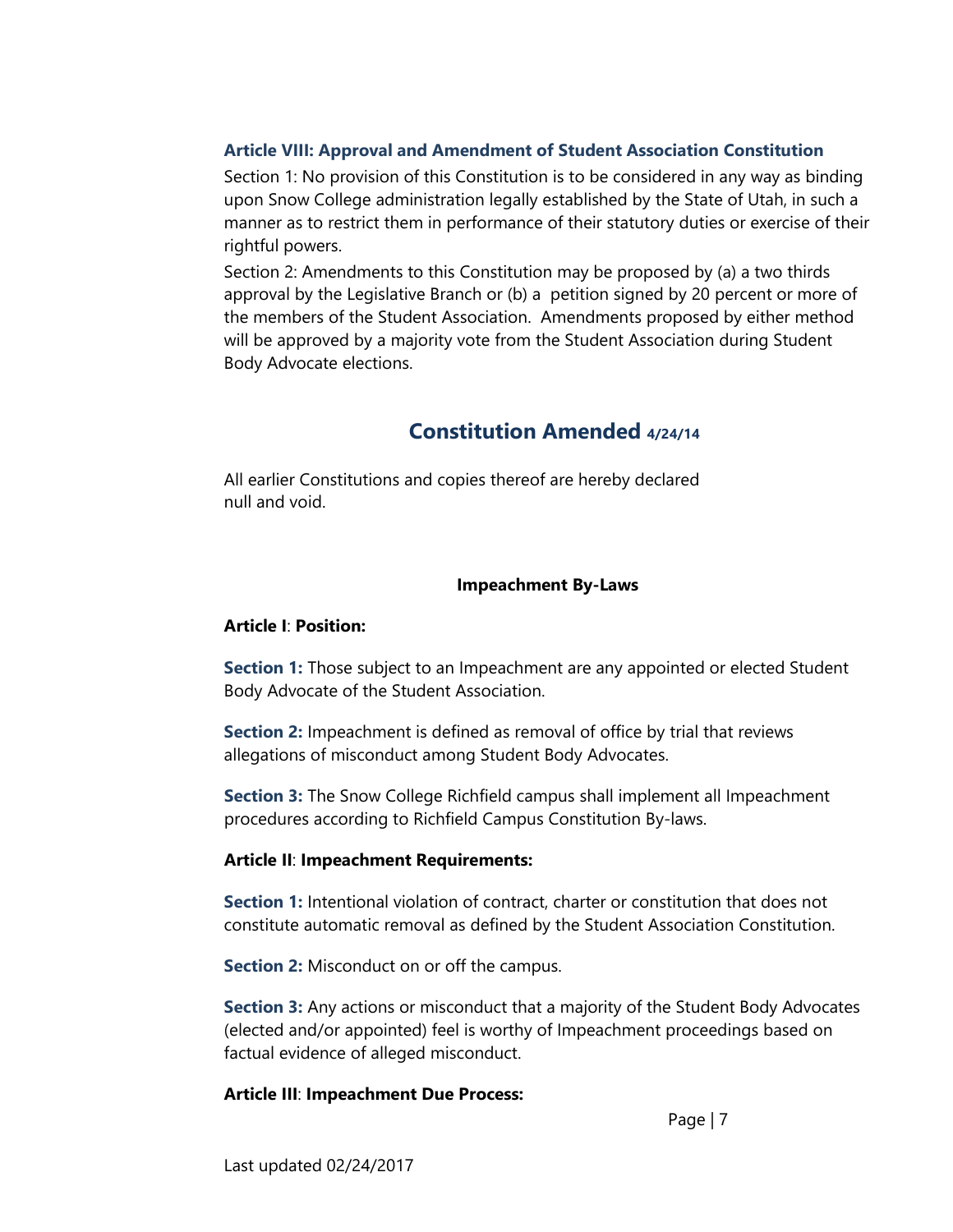### Article VIII: Approval and Amendment of Student Association Constitution

Section 1: No provision of this Constitution is to be considered in any way as binding upon Snow College administration legally established by the State of Utah, in such a manner as to restrict them in performance of their statutory duties or exercise of their rightful powers.

Section 2: Amendments to this Constitution may be proposed by (a) a two thirds approval by the Legislative Branch or (b) a petition signed by 20 percent or more of the members of the Student Association. Amendments proposed by either method will be approved by a majority vote from the Student Association during Student Body Advocate elections.

## Constitution Amended 4/24/14

All earlier Constitutions and copies thereof are hereby declared null and void.

### Impeachment By-Laws

**Article I**: **Position:**

**Section 1:** Those subject to an Impeachment are any appointed or elected Student Body Advocate of the Student Association.

**Section 2:** Impeachment is defined as removal of office by trial that reviews allegations of misconduct among Student Body Advocates.

**Section 3:** The Snow College Richfield campus shall implement all Impeachment procedures according to Richfield Campus Constitution By-laws.

**Article II**: **Impeachment Requirements:**

**Section 1:** Intentional violation of contract, charter or constitution that does not constitute automatic removal as defined by the Student Association Constitution.

**Section 2:** Misconduct on or off the campus.

**Section 3:** Any actions or misconduct that a majority of the Student Body Advocates (elected and/or appointed) feel is worthy of Impeachment proceedings based on factual evidence of alleged misconduct.

**Article III**: **Impeachment Due Process:**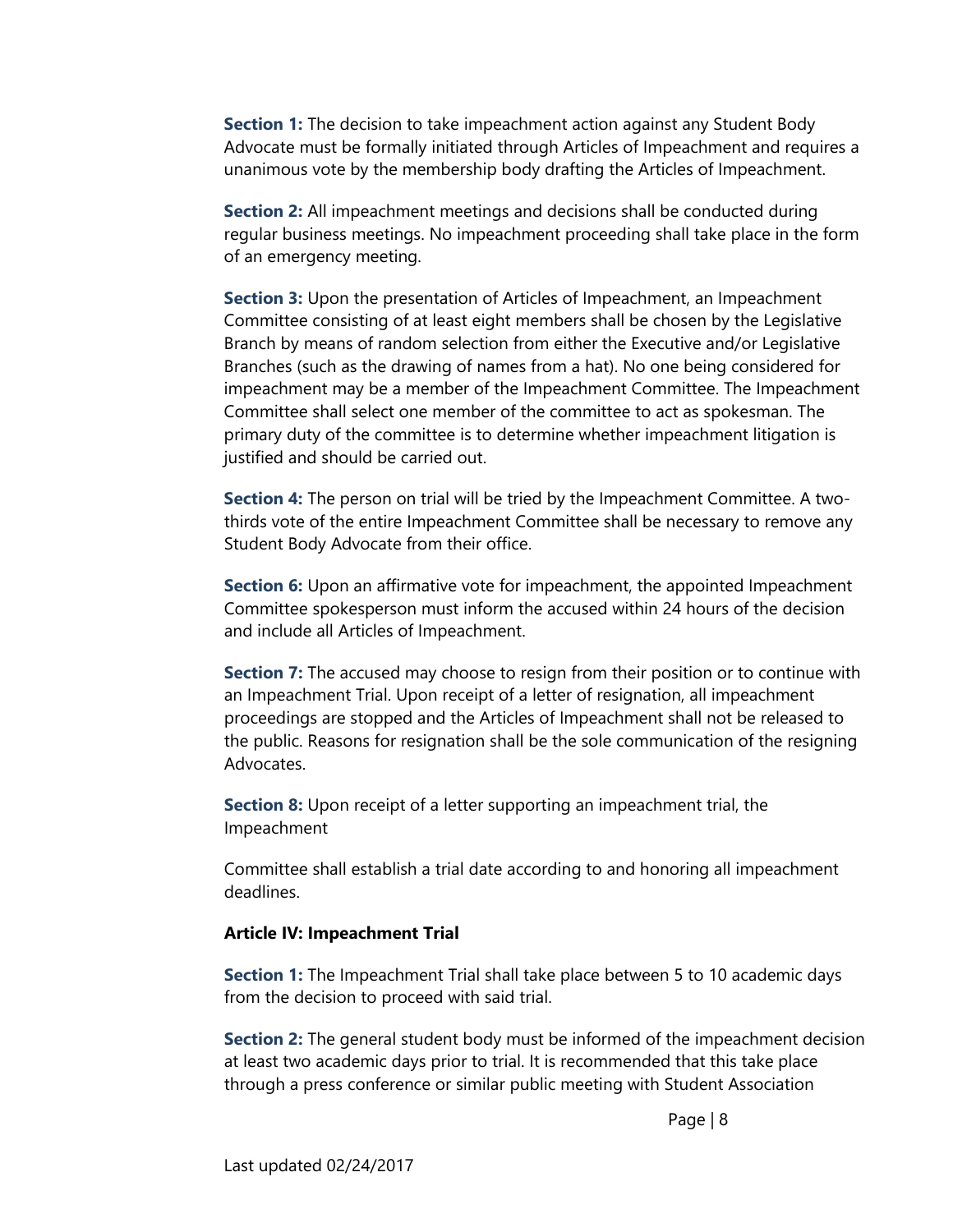**Section 1:** The decision to take impeachment action against any Student Body Advocate must be formally initiated through Articles of Impeachment and requires a unanimous vote by the membership body drafting the Articles of Impeachment.

**Section 2:** All impeachment meetings and decisions shall be conducted during regular business meetings. No impeachment proceeding shall take place in the form of an emergency meeting.

**Section 3:** Upon the presentation of Articles of Impeachment, an Impeachment Committee consisting of at least eight members shall be chosen by the Legislative Branch by means of random selection from either the Executive and/or Legislative Branches (such as the drawing of names from a hat). No one being considered for impeachment may be a member of the Impeachment Committee. The Impeachment Committee shall select one member of the committee to act as spokesman. The primary duty of the committee is to determine whether impeachment litigation is justified and should be carried out.

**Section 4:** The person on trial will be tried by the Impeachment Committee. A two-thirds vote of the entire Impeachment Committee shall be necessary to remove any Student Body Advocate from their office.

**Section 6:** Upon an affirmative vote for impeachment, the appointed Impeachment Committee spokesperson must inform the accused within 24 hours of the decision and include all Articles of Impeachment.

**Section 7:** The accused may choose to resign from their position or to continue with an Impeachment Trial. Upon receipt of a letter of resignation, all impeachment proceedings are stopped and the Articles of Impeachment shall not be released to the public. Reasons for resignation shall be the sole communication of the resigning Advocates.

**Section 8:** Upon receipt of a letter supporting an impeachment trial, the Impeachment Committee shall establish a trial date according to and honoring all impeachment deadlines.

**Article IV: Impeachment Trial**

**Section 1:** The Impeachment Trial shall take place between 5 to 10 academic days from the decision to proceed with said trial.

**Section 2:** The general student body must be informed of the impeachment decision at least two academic days prior to trial. It is recommended that this take place through a press conference or similar public meeting with Student Association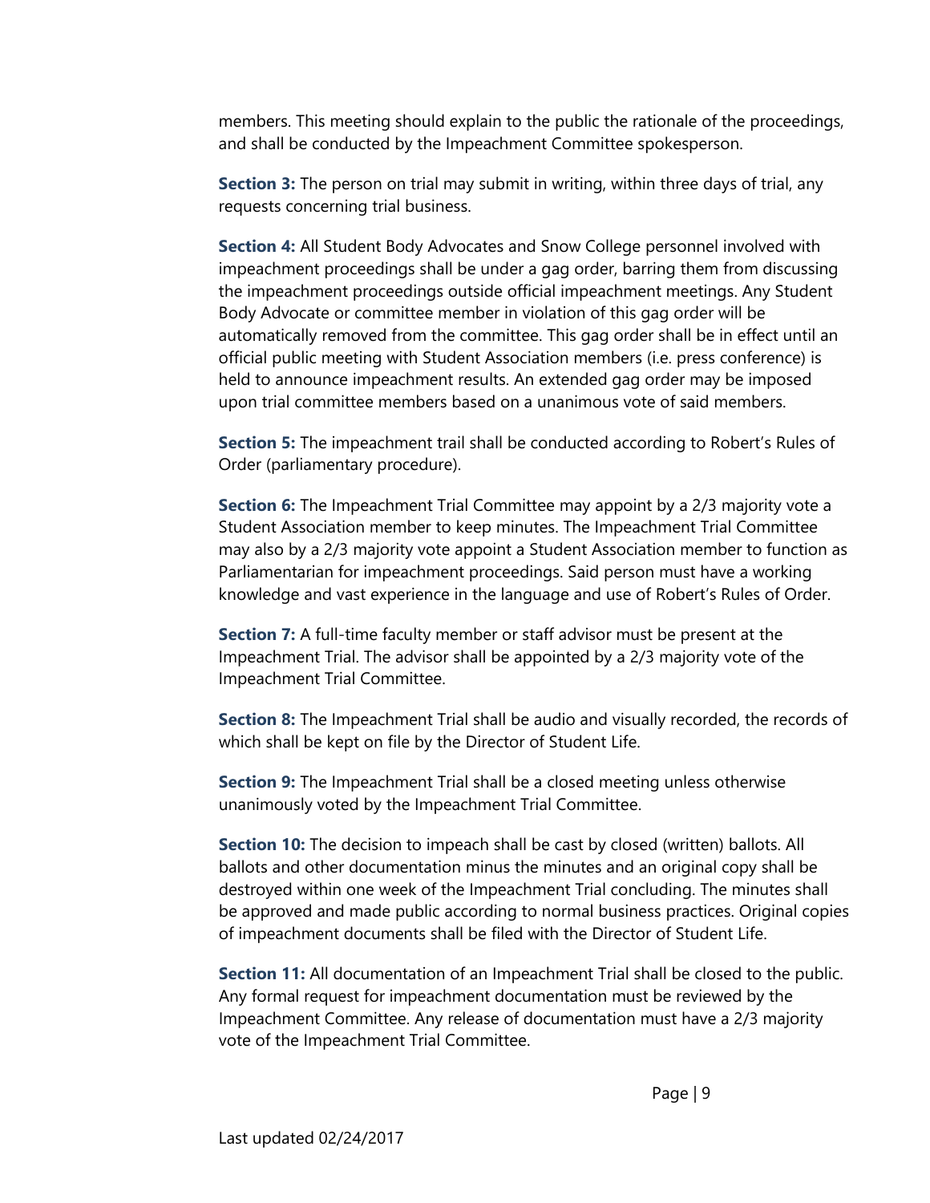members. This meeting should explain to the public the rationale of the proceedings, and shall be conducted by the Impeachment Committee spokesperson.

**Section 3:** The person on trial may submit in writing, within three days of trial, any requests concerning trial business.

**Section 4:** All Student Body Advocates and Snow College personnel involved with impeachment proceedings shall be under a gag order, barring them from discussing the impeachment proceedings outside official impeachment meetings. Any Student Body Advocate or committee member in violation of this gag order will be automatically removed from the committee. This gag order shall be in effect until an official public meeting with Student Association members (i.e. press conference) is held to announce impeachment results. An extended gag order may be imposed upon trial committee members based on a unanimous vote of said members.

**Section 5:** The impeachment trail shall be conducted according to Robert's Rules of Order (parliamentary procedure).

**Section 6:** The Impeachment Trial Committee may appoint by a 2/3 majority vote a Student Association member to keep minutes. The Impeachment Trial Committee may also by a 2/3 majority vote appoint a Student Association member to function as Parliamentarian for impeachment proceedings. Said person must have a working knowledge and vast experience in the language and use of Robert's Rules of Order.

**Section 7:** A full-time faculty member or staff advisor must be present at the Impeachment Trial. The advisor shall be appointed by a 2/3 majority vote of the Impeachment Trial Committee.

**Section 8:** The Impeachment Trial shall be audio and visually recorded, the records of which shall be kept on file by the Director of Student Life.

**Section 9:** The Impeachment Trial shall be a closed meeting unless otherwise unanimously voted by the Impeachment Trial Committee.

**Section 10:** The decision to impeach shall be cast by closed (written) ballots. All ballots and other documentation minus the minutes and an original copy shall be destroyed within one week of the Impeachment Trial concluding. The minutes shall be approved and made public according to normal business practices. Original copies of impeachment documents shall be filed with the Director of Student Life.

**Section 11:** All documentation of an Impeachment Trial shall be closed to the public. Any formal request for impeachment documentation must be reviewed by the Impeachment Committee. Any release of documentation must have a 2/3 majority vote of the Impeachment Trial Committee.

Last updated 02/24/2017